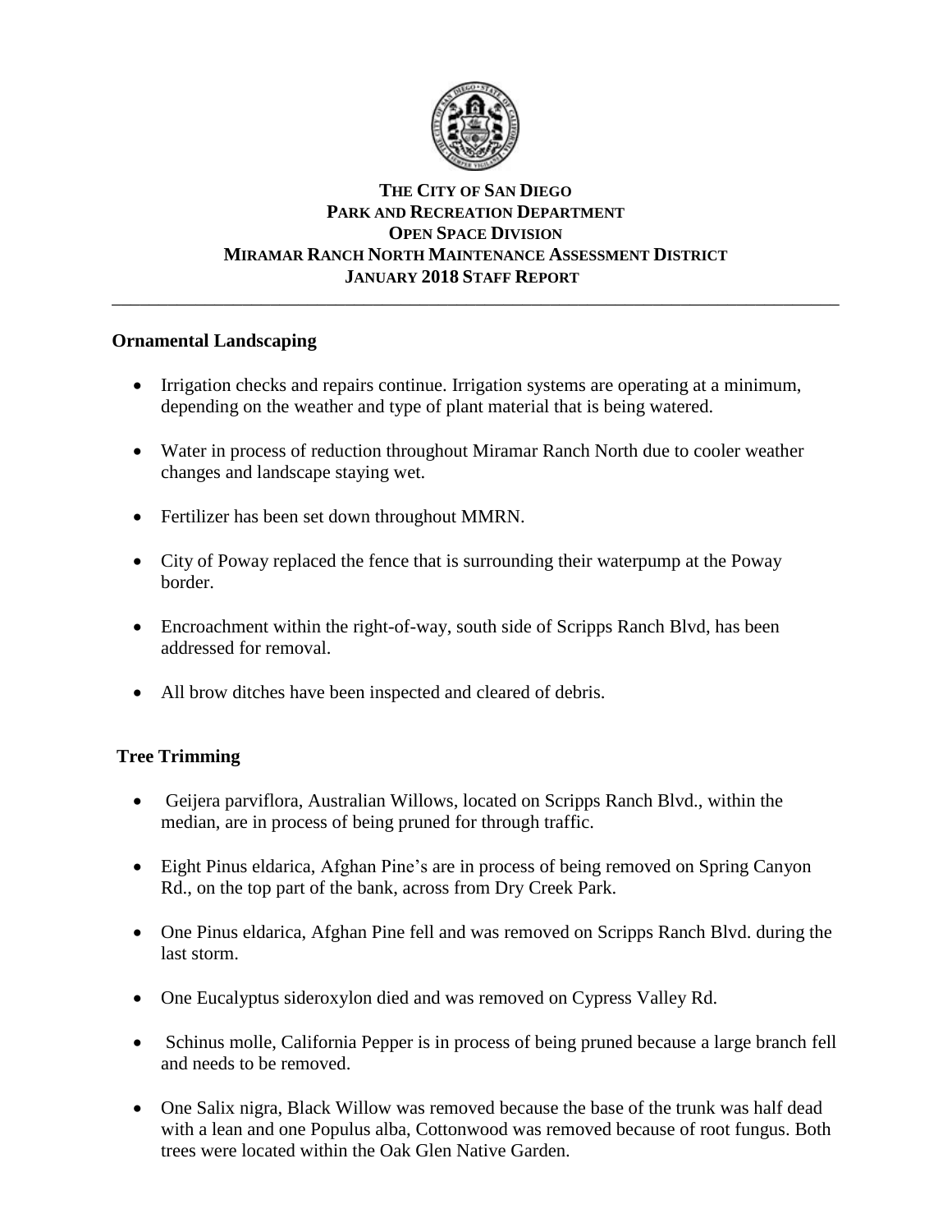**THE CITY OF SAN DIEGO**
**PARK AND RECREATION DEPARTMENT**
**OPEN SPACE DIVISION**
**MIRAMAR RANCH NORTH MAINTENANCE ASSESSMENT DISTRICT**
**JANUARY 2018 STAFF REPORT**

---

## Ornamental Landscaping

- Irrigation checks and repairs continue. Irrigation systems are operating at a minimum, depending on the weather and type of plant material that is being watered.
- Water in process of reduction throughout Miramar Ranch North due to cooler weather changes and landscape staying wet.
- Fertilizer has been set down throughout MMRN.
- City of Poway replaced the fence that is surrounding their waterpump at the Poway border.
- Encroachment within the right-of-way, south side of Scripps Ranch Blvd, has been addressed for removal.
- All brow ditches have been inspected and cleared of debris.

## Tree Trimming

- Geijera parviflora, Australian Willows, located on Scripps Ranch Blvd., within the median, are in process of being pruned for through traffic.
- Eight Pinus eldarica, Afghan Pine's are in process of being removed on Spring Canyon Rd., on the top part of the bank, across from Dry Creek Park.
- One Pinus eldarica, Afghan Pine fell and was removed on Scripps Ranch Blvd. during the last storm.
- One Eucalyptus sideroxylon died and was removed on Cypress Valley Rd.
- Schinus molle, California Pepper is in process of being pruned because a large branch fell and needs to be removed.
- One Salix nigra, Black Willow was removed because the base of the trunk was half dead with a lean and one Populus alba, Cottonwood was removed because of root fungus. Both trees were located within the Oak Glen Native Garden.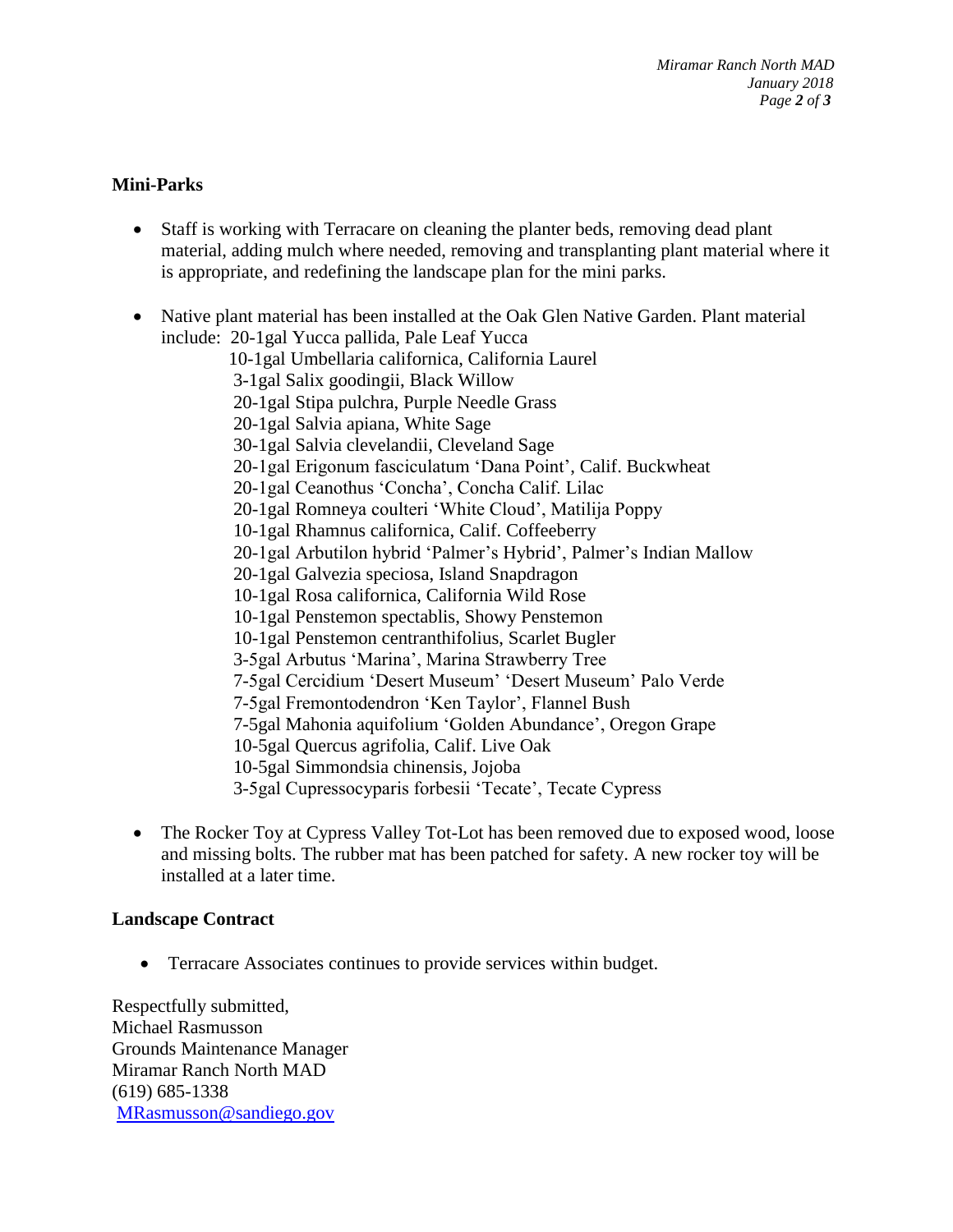**Mini-Parks**

- Staff is working with Terracare on cleaning the planter beds, removing dead plant material, adding mulch where needed, removing and transplanting plant material where it is appropriate, and redefining the landscape plan for the mini parks.

- Native plant material has been installed at the Oak Glen Native Garden. Plant material include: 20-1gal Yucca pallida, Pale Leaf Yucca
  10-1gal Umbellaria californica, California Laurel
  3-1gal Salix goodingii, Black Willow
  20-1gal Stipa pulchra, Purple Needle Grass
  20-1gal Salvia apiana, White Sage
  30-1gal Salvia clevelandii, Cleveland Sage
  20-1gal Erigonum fasciculatum 'Dana Point', Calif. Buckwheat
  20-1gal Ceanothus 'Concha', Concha Calif. Lilac
  20-1gal Romneya coulteri 'White Cloud', Matilija Poppy
  10-1gal Rhamnus californica, Calif. Coffeeberry
  20-1gal Arbutilon hybrid 'Palmer's Hybrid', Palmer's Indian Mallow
  20-1gal Galvezia speciosa, Island Snapdragon
  10-1gal Rosa californica, California Wild Rose
  10-1gal Penstemon spectablis, Showy Penstemon
  10-1gal Penstemon centranthifolius, Scarlet Bugler
  3-5gal Arbutus 'Marina', Marina Strawberry Tree
  7-5gal Cercidium 'Desert Museum' 'Desert Museum' Palo Verde
  7-5gal Fremontodendron 'Ken Taylor', Flannel Bush
  7-5gal Mahonia aquifolium 'Golden Abundance', Oregon Grape
  10-5gal Quercus agrifolia, Calif. Live Oak
  10-5gal Simmondsia chinensis, Jojoba
  3-5gal Cupressocyparis forbesii 'Tecate', Tecate Cypress

- The Rocker Toy at Cypress Valley Tot-Lot has been removed due to exposed wood, loose and missing bolts. The rubber mat has been patched for safety. A new rocker toy will be installed at a later time.

**Landscape Contract**

- Terracare Associates continues to provide services within budget.

Respectfully submitted,
Michael Rasmusson
Grounds Maintenance Manager
Miramar Ranch North MAD
(619) 685-1338
MRasmusson@sandiego.gov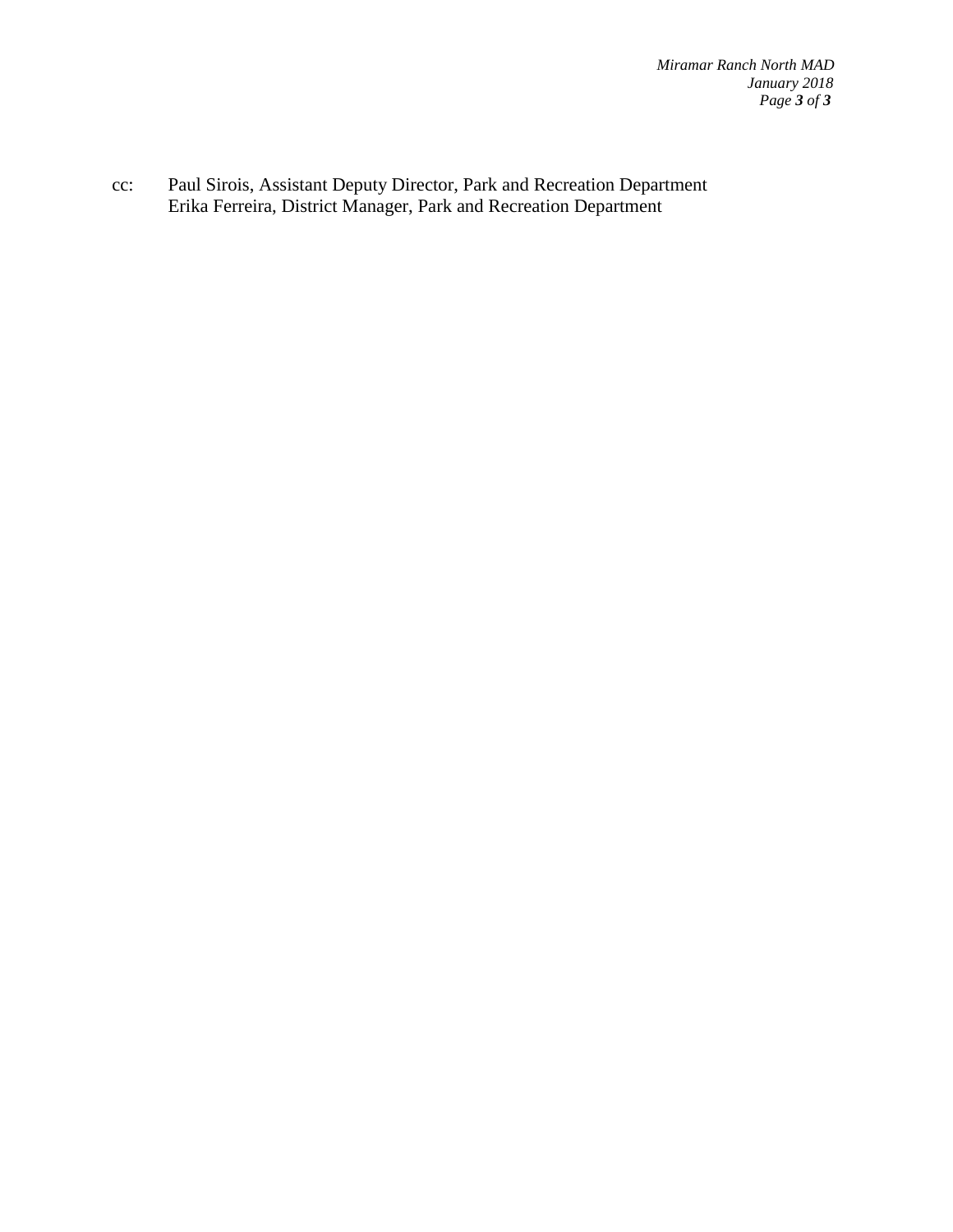cc: Paul Sirois, Assistant Deputy Director, Park and Recreation Department
Erika Ferreira, District Manager, Park and Recreation Department